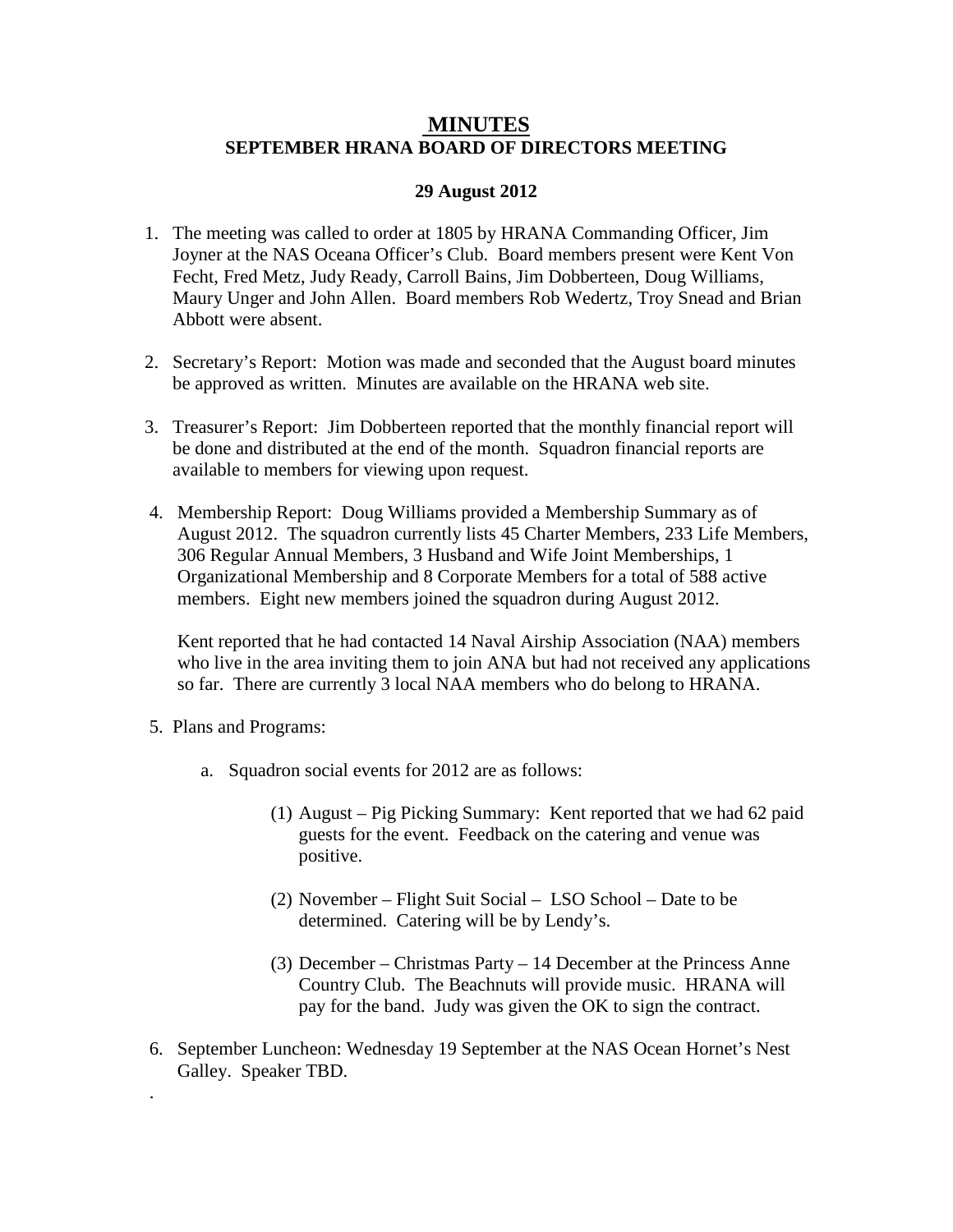# MINUTES
## SEPTEMBER HRANA BOARD OF DIRECTORS MEETING

**29 August 2012**

1. The meeting was called to order at 1805 by HRANA Commanding Officer, Jim Joyner at the NAS Oceana Officer's Club. Board members present were Kent Von Fecht, Fred Metz, Judy Ready, Carroll Bains, Jim Dobberteen, Doug Williams, Maury Unger and John Allen. Board members Rob Wedertz, Troy Snead and Brian Abbott were absent.

2. Secretary's Report: Motion was made and seconded that the August board minutes be approved as written. Minutes are available on the HRANA web site.

3. Treasurer's Report: Jim Dobberteen reported that the monthly financial report will be done and distributed at the end of the month. Squadron financial reports are available to members for viewing upon request.

4. Membership Report: Doug Williams provided a Membership Summary as of August 2012. The squadron currently lists 45 Charter Members, 233 Life Members, 306 Regular Annual Members, 3 Husband and Wife Joint Memberships, 1 Organizational Membership and 8 Corporate Members for a total of 588 active members. Eight new members joined the squadron during August 2012.

   Kent reported that he had contacted 14 Naval Airship Association (NAA) members who live in the area inviting them to join ANA but had not received any applications so far. There are currently 3 local NAA members who do belong to HRANA.

5. Plans and Programs:

   a. Squadron social events for 2012 are as follows:

      (1) August – Pig Picking Summary: Kent reported that we had 62 paid guests for the event. Feedback on the catering and venue was positive.

      (2) November – Flight Suit Social – LSO School – Date to be determined. Catering will be by Lendy's.

      (3) December – Christmas Party – 14 December at the Princess Anne Country Club. The Beachnuts will provide music. HRANA will pay for the band. Judy was given the OK to sign the contract.

6. September Luncheon: Wednesday 19 September at the NAS Ocean Hornet's Nest Galley. Speaker TBD.

.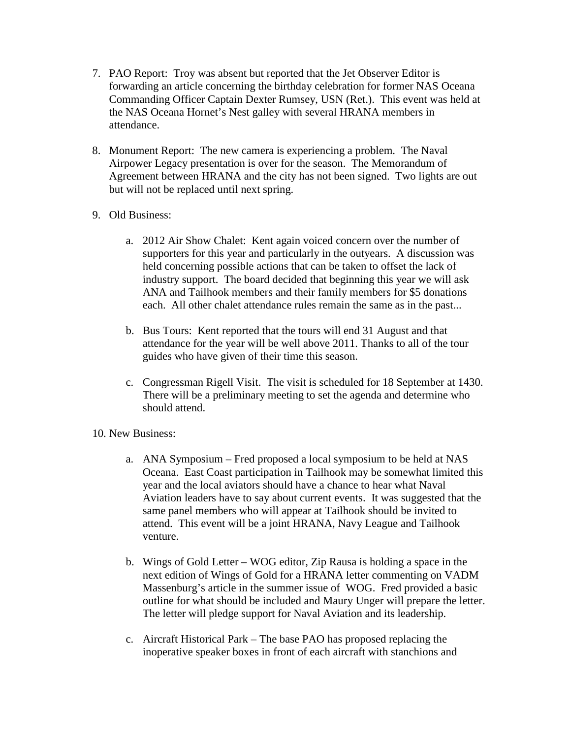7. PAO Report: Troy was absent but reported that the Jet Observer Editor is forwarding an article concerning the birthday celebration for former NAS Oceana Commanding Officer Captain Dexter Rumsey, USN (Ret.). This event was held at the NAS Oceana Hornet's Nest galley with several HRANA members in attendance.

8. Monument Report: The new camera is experiencing a problem. The Naval Airpower Legacy presentation is over for the season. The Memorandum of Agreement between HRANA and the city has not been signed. Two lights are out but will not be replaced until next spring.

9. Old Business:

   a. 2012 Air Show Chalet: Kent again voiced concern over the number of supporters for this year and particularly in the outyears. A discussion was held concerning possible actions that can be taken to offset the lack of industry support. The board decided that beginning this year we will ask ANA and Tailhook members and their family members for $5 donations each. All other chalet attendance rules remain the same as in the past...

   b. Bus Tours: Kent reported that the tours will end 31 August and that attendance for the year will be well above 2011. Thanks to all of the tour guides who have given of their time this season.

   c. Congressman Rigell Visit. The visit is scheduled for 18 September at 1430. There will be a preliminary meeting to set the agenda and determine who should attend.

10. New Business:

    a. ANA Symposium – Fred proposed a local symposium to be held at NAS Oceana. East Coast participation in Tailhook may be somewhat limited this year and the local aviators should have a chance to hear what Naval Aviation leaders have to say about current events. It was suggested that the same panel members who will appear at Tailhook should be invited to attend. This event will be a joint HRANA, Navy League and Tailhook venture.

    b. Wings of Gold Letter – WOG editor, Zip Rausa is holding a space in the next edition of Wings of Gold for a HRANA letter commenting on VADM Massenburg's article in the summer issue of WOG. Fred provided a basic outline for what should be included and Maury Unger will prepare the letter. The letter will pledge support for Naval Aviation and its leadership.

    c. Aircraft Historical Park – The base PAO has proposed replacing the inoperative speaker boxes in front of each aircraft with stanchions and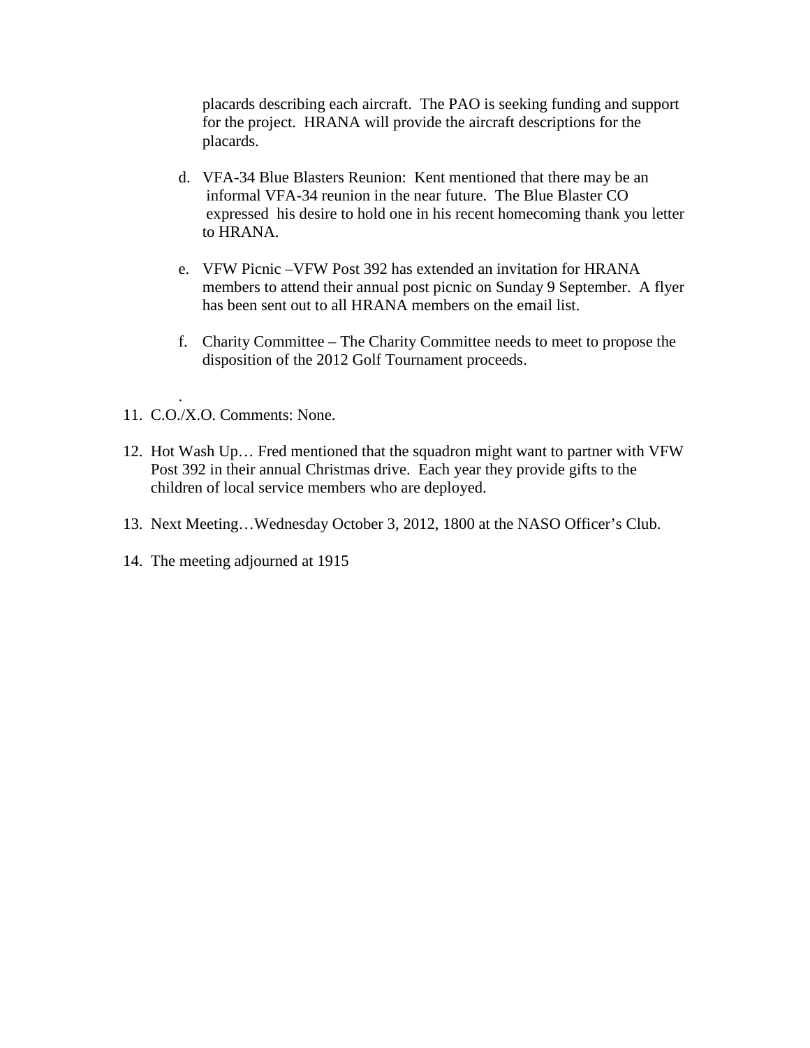placards describing each aircraft. The PAO is seeking funding and support for the project. HRANA will provide the aircraft descriptions for the placards.

d. VFA-34 Blue Blasters Reunion: Kent mentioned that there may be an informal VFA-34 reunion in the near future. The Blue Blaster CO expressed his desire to hold one in his recent homecoming thank you letter to HRANA.

e. VFW Picnic –VFW Post 392 has extended an invitation for HRANA members to attend their annual post picnic on Sunday 9 September. A flyer has been sent out to all HRANA members on the email list.

f. Charity Committee – The Charity Committee needs to meet to propose the disposition of the 2012 Golf Tournament proceeds.

.

11. C.O./X.O. Comments: None.

12. Hot Wash Up… Fred mentioned that the squadron might want to partner with VFW Post 392 in their annual Christmas drive. Each year they provide gifts to the children of local service members who are deployed.

13. Next Meeting…Wednesday October 3, 2012, 1800 at the NASO Officer's Club.

14. The meeting adjourned at 1915